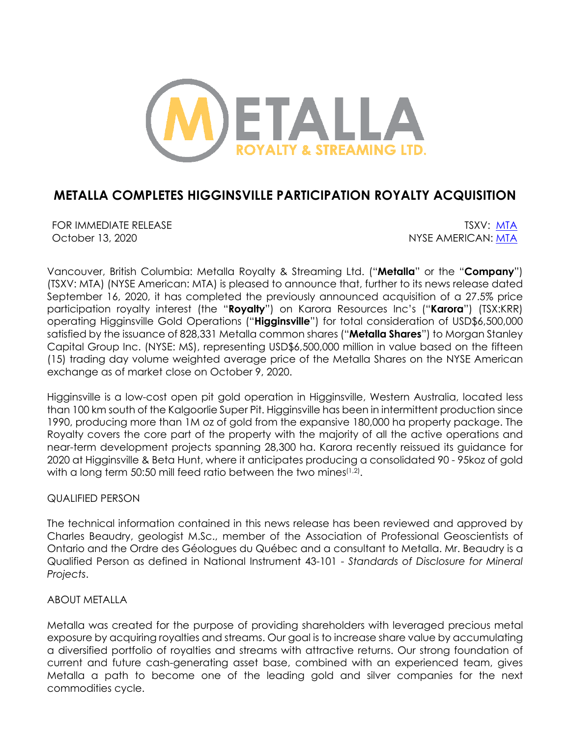METALLA ROYALTY & STREAMING LTD.

# METALLA COMPLETES HIGGINSVILLE PARTICIPATION ROYALTY ACQUISITION

FOR IMMEDIATE RELEASE
October 13, 2020

TSXV: MTA
NYSE AMERICAN: MTA

Vancouver, British Columbia: Metalla Royalty & Streaming Ltd. ("**Metalla**" or the "**Company**") (TSXV: MTA) (NYSE American: MTA) is pleased to announce that, further to its news release dated September 16, 2020, it has completed the previously announced acquisition of a 27.5% price participation royalty interest (the "**Royalty**") on Karora Resources Inc's ("**Karora**") (TSX:KRR) operating Higginsville Gold Operations ("**Higginsville**") for total consideration of USD$6,500,000 satisfied by the issuance of 828,331 Metalla common shares ("**Metalla Shares**") to Morgan Stanley Capital Group Inc. (NYSE: MS), representing USD$6,500,000 million in value based on the fifteen (15) trading day volume weighted average price of the Metalla Shares on the NYSE American exchange as of market close on October 9, 2020.

Higginsville is a low-cost open pit gold operation in Higginsville, Western Australia, located less than 100 km south of the Kalgoorlie Super Pit. Higginsville has been in intermittent production since 1990, producing more than 1M oz of gold from the expansive 180,000 ha property package. The Royalty covers the core part of the property with the majority of all the active operations and near-term development projects spanning 28,300 ha. Karora recently reissued its guidance for 2020 at Higginsville & Beta Hunt, where it anticipates producing a consolidated 90 - 95koz of gold with a long term 50:50 mill feed ratio between the two mines[1,2].

## QUALIFIED PERSON

The technical information contained in this news release has been reviewed and approved by Charles Beaudry, geologist M.Sc., member of the Association of Professional Geoscientists of Ontario and the Ordre des Géologues du Québec and a consultant to Metalla. Mr. Beaudry is a Qualified Person as defined in National Instrument 43-101 - *Standards of Disclosure for Mineral Projects*.

## ABOUT METALLA

Metalla was created for the purpose of providing shareholders with leveraged precious metal exposure by acquiring royalties and streams. Our goal is to increase share value by accumulating a diversified portfolio of royalties and streams with attractive returns. Our strong foundation of current and future cash-generating asset base, combined with an experienced team, gives Metalla a path to become one of the leading gold and silver companies for the next commodities cycle.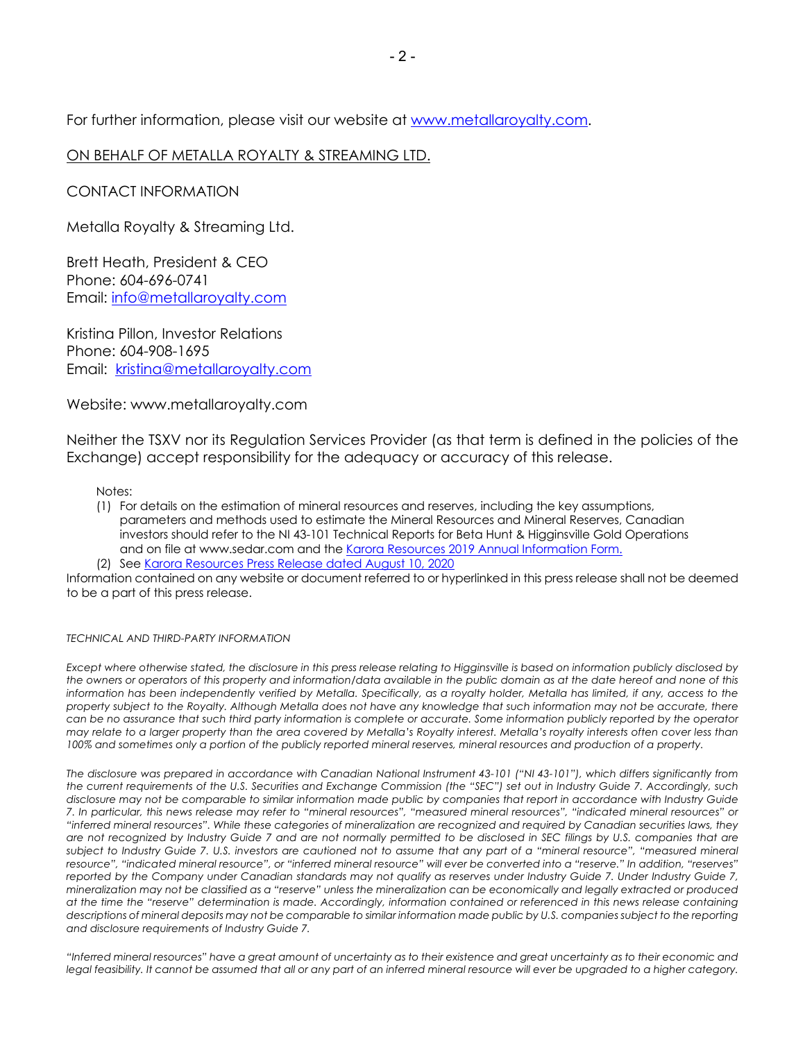For further information, please visit our website at [www.metallaroyalty.com](www.metallaroyalty.com).

ON BEHALF OF METALLA ROYALTY & STREAMING LTD.

CONTACT INFORMATION

Metalla Royalty & Streaming Ltd.

Brett Heath, President & CEO
Phone: 604-696-0741
Email: info@metallaroyalty.com

Kristina Pillon, Investor Relations
Phone: 604-908-1695
Email: kristina@metallaroyalty.com

Website: www.metallaroyalty.com

Neither the TSXV nor its Regulation Services Provider (as that term is defined in the policies of the Exchange) accept responsibility for the adequacy or accuracy of this release.

Notes:

(1) For details on the estimation of mineral resources and reserves, including the key assumptions, parameters and methods used to estimate the Mineral Resources and Mineral Reserves, Canadian investors should refer to the NI 43-101 Technical Reports for Beta Hunt & Higginsville Gold Operations and on file at www.sedar.com and the Karora Resources 2019 Annual Information Form.

(2) See Karora Resources Press Release dated August 10, 2020

Information contained on any website or document referred to or hyperlinked in this press release shall not be deemed to be a part of this press release.

*TECHNICAL AND THIRD-PARTY INFORMATION*

*Except where otherwise stated, the disclosure in this press release relating to Higginsville is based on information publicly disclosed by the owners or operators of this property and information/data available in the public domain as at the date hereof and none of this information has been independently verified by Metalla. Specifically, as a royalty holder, Metalla has limited, if any, access to the property subject to the Royalty. Although Metalla does not have any knowledge that such information may not be accurate, there can be no assurance that such third party information is complete or accurate. Some information publicly reported by the operator may relate to a larger property than the area covered by Metalla's Royalty interest. Metalla's royalty interests often cover less than 100% and sometimes only a portion of the publicly reported mineral reserves, mineral resources and production of a property.*

*The disclosure was prepared in accordance with Canadian National Instrument 43-101 ("NI 43-101"), which differs significantly from the current requirements of the U.S. Securities and Exchange Commission (the "SEC") set out in Industry Guide 7. Accordingly, such disclosure may not be comparable to similar information made public by companies that report in accordance with Industry Guide 7. In particular, this news release may refer to "mineral resources", "measured mineral resources", "indicated mineral resources" or "inferred mineral resources". While these categories of mineralization are recognized and required by Canadian securities laws, they are not recognized by Industry Guide 7 and are not normally permitted to be disclosed in SEC filings by U.S. companies that are subject to Industry Guide 7. U.S. investors are cautioned not to assume that any part of a "mineral resource", "measured mineral resource", "indicated mineral resource", or "inferred mineral resource" will ever be converted into a "reserve." In addition, "reserves" reported by the Company under Canadian standards may not qualify as reserves under Industry Guide 7. Under Industry Guide 7, mineralization may not be classified as a "reserve" unless the mineralization can be economically and legally extracted or produced at the time the "reserve" determination is made. Accordingly, information contained or referenced in this news release containing descriptions of mineral deposits may not be comparable to similar information made public by U.S. companies subject to the reporting and disclosure requirements of Industry Guide 7.*

*"Inferred mineral resources" have a great amount of uncertainty as to their existence and great uncertainty as to their economic and legal feasibility. It cannot be assumed that all or any part of an inferred mineral resource will ever be upgraded to a higher category.*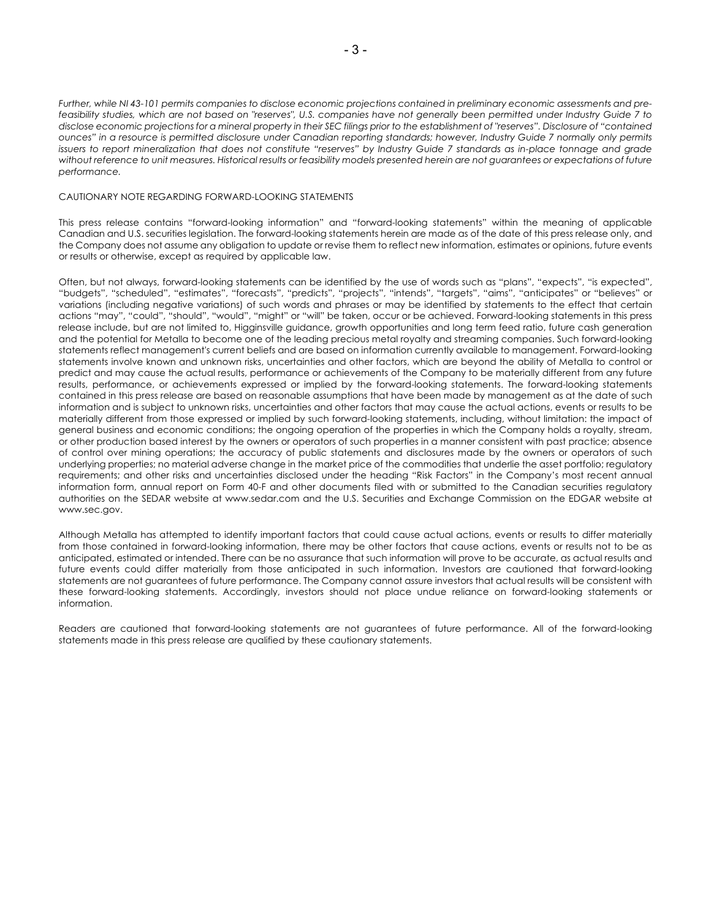*Further, while NI 43-101 permits companies to disclose economic projections contained in preliminary economic assessments and pre-feasibility studies, which are not based on "reserves", U.S. companies have not generally been permitted under Industry Guide 7 to disclose economic projections for a mineral property in their SEC filings prior to the establishment of "reserves". Disclosure of "contained ounces" in a resource is permitted disclosure under Canadian reporting standards; however, Industry Guide 7 normally only permits issuers to report mineralization that does not constitute "reserves" by Industry Guide 7 standards as in-place tonnage and grade without reference to unit measures. Historical results or feasibility models presented herein are not guarantees or expectations of future performance.*

CAUTIONARY NOTE REGARDING FORWARD-LOOKING STATEMENTS

This press release contains "forward-looking information" and "forward-looking statements" within the meaning of applicable Canadian and U.S. securities legislation. The forward-looking statements herein are made as of the date of this press release only, and the Company does not assume any obligation to update or revise them to reflect new information, estimates or opinions, future events or results or otherwise, except as required by applicable law.

Often, but not always, forward-looking statements can be identified by the use of words such as "plans", "expects", "is expected", "budgets", "scheduled", "estimates", "forecasts", "predicts", "projects", "intends", "targets", "aims", "anticipates" or "believes" or variations (including negative variations) of such words and phrases or may be identified by statements to the effect that certain actions "may", "could", "should", "would", "might" or "will" be taken, occur or be achieved. Forward-looking statements in this press release include, but are not limited to, Higginsville guidance, growth opportunities and long term feed ratio, future cash generation and the potential for Metalla to become one of the leading precious metal royalty and streaming companies. Such forward-looking statements reflect management's current beliefs and are based on information currently available to management. Forward-looking statements involve known and unknown risks, uncertainties and other factors, which are beyond the ability of Metalla to control or predict and may cause the actual results, performance or achievements of the Company to be materially different from any future results, performance, or achievements expressed or implied by the forward-looking statements. The forward-looking statements contained in this press release are based on reasonable assumptions that have been made by management as at the date of such information and is subject to unknown risks, uncertainties and other factors that may cause the actual actions, events or results to be materially different from those expressed or implied by such forward-looking statements, including, without limitation: the impact of general business and economic conditions; the ongoing operation of the properties in which the Company holds a royalty, stream, or other production based interest by the owners or operators of such properties in a manner consistent with past practice; absence of control over mining operations; the accuracy of public statements and disclosures made by the owners or operators of such underlying properties; no material adverse change in the market price of the commodities that underlie the asset portfolio; regulatory requirements; and other risks and uncertainties disclosed under the heading "Risk Factors" in the Company's most recent annual information form, annual report on Form 40-F and other documents filed with or submitted to the Canadian securities regulatory authorities on the SEDAR website at www.sedar.com and the U.S. Securities and Exchange Commission on the EDGAR website at www.sec.gov.

Although Metalla has attempted to identify important factors that could cause actual actions, events or results to differ materially from those contained in forward-looking information, there may be other factors that cause actions, events or results not to be as anticipated, estimated or intended. There can be no assurance that such information will prove to be accurate, as actual results and future events could differ materially from those anticipated in such information. Investors are cautioned that forward-looking statements are not guarantees of future performance. The Company cannot assure investors that actual results will be consistent with these forward-looking statements. Accordingly, investors should not place undue reliance on forward-looking statements or information.

Readers are cautioned that forward-looking statements are not guarantees of future performance. All of the forward-looking statements made in this press release are qualified by these cautionary statements.